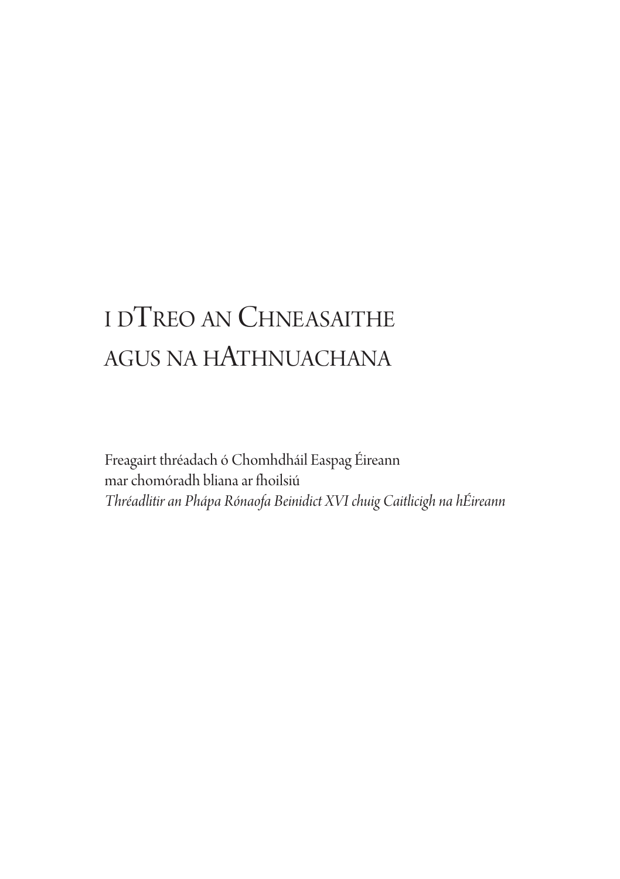# i dTreo an Chneasaithe agus na hAthnuachana

Freagairt thréadach ó Chomhdháil Easpag Éireann
mar chomóradh bliana ar fhoilsiú
*Thréadlitir an Phápa Rónaofa Beinidict XVI chuig Caitlicigh na hÉireann*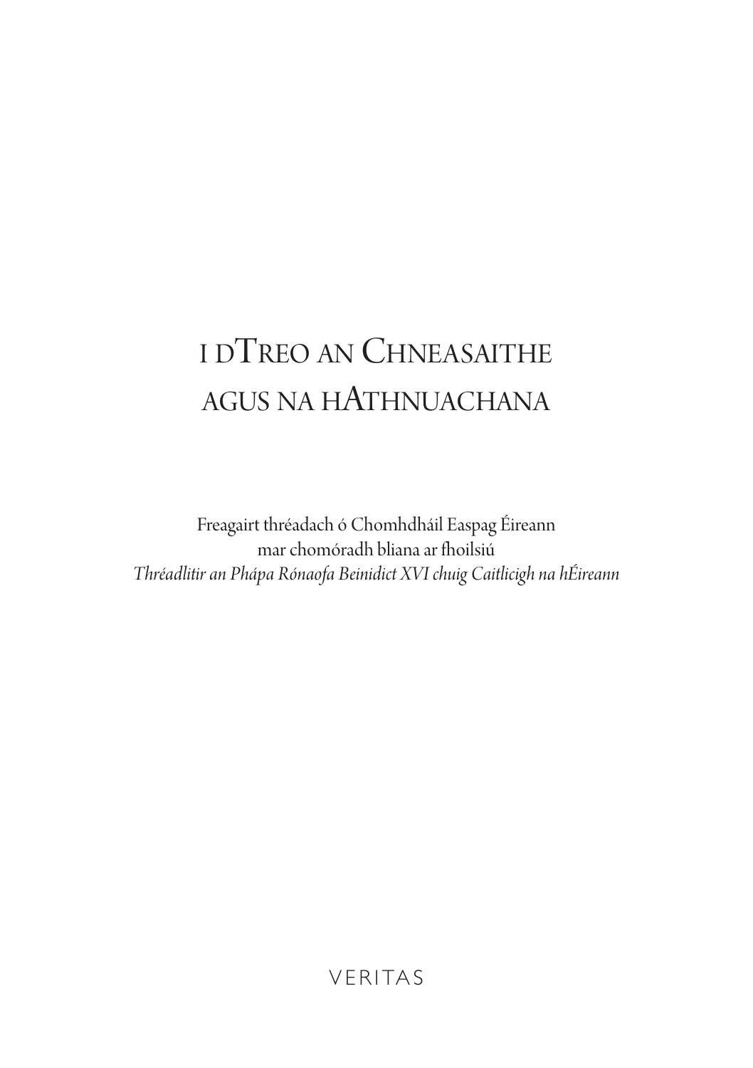# i dTreo an Chneasaithe agus na hAthnuachana

Freagairt thréadach ó Chomhdháil Easpag Éireann
mar chomóradh bliana ar fhoilsiú
*Thréadlitir an Phápa Rónaofa Beinidict XVI chuig Caitlicigh na hÉireann*

VERITAS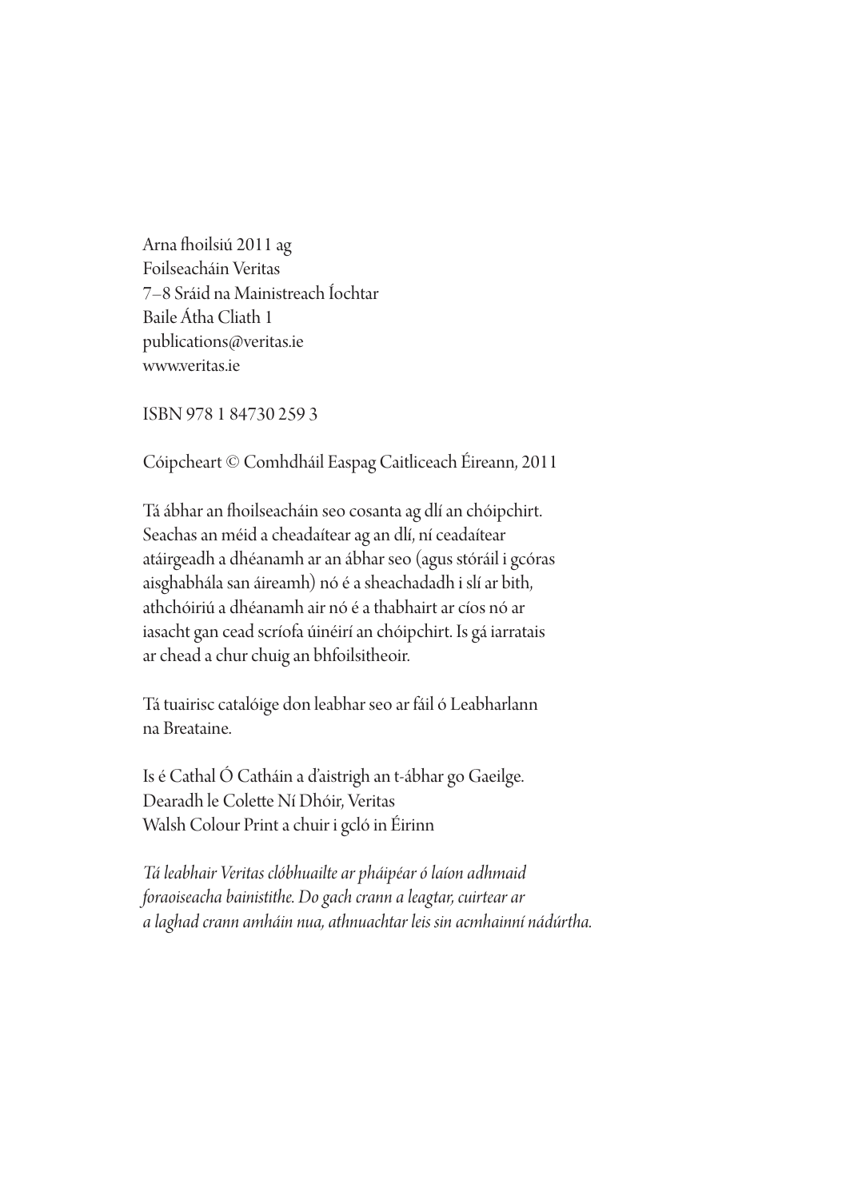Arna fhoilsiú 2011 ag
Foilseacháin Veritas
7–8 Sráid na Mainistreach Íochtar
Baile Átha Cliath 1
publications@veritas.ie
www.veritas.ie

ISBN 978 1 84730 259 3

Cóipcheart © Comhdháil Easpag Caitliceach Éireann, 2011

Tá ábhar an fhoilseacháin seo cosanta ag dlí an chóipchirt. Seachas an méid a cheadaítear ag an dlí, ní ceadaítear atáirgeadh a dhéanamh ar an ábhar seo (agus stóráil i gcóras aisghabhála san áireamh) nó é a sheachadadh i slí ar bith, athchóiriú a dhéanamh air nó é a thabhairt ar cíos nó ar iasacht gan cead scríofa úinéirí an chóipchirt. Is gá iarratais ar chead a chur chuig an bhfoilsitheoir.

Tá tuairisc catalóige don leabhar seo ar fáil ó Leabharlann na Breataine.

Is é Cathal Ó Catháin a d'aistrigh an t-ábhar go Gaeilge.
Dearadh le Colette Ní Dhóir, Veritas
Walsh Colour Print a chuir i gcló in Éirinn

*Tá leabhair Veritas clóbhuailte ar pháipéar ó laíon adhmaid foraoiseacha bainistithe. Do gach crann a leagtar, cuirtear ar a laghad crann amháin nua, athnuachtar leis sin acmhainní nádúrtha.*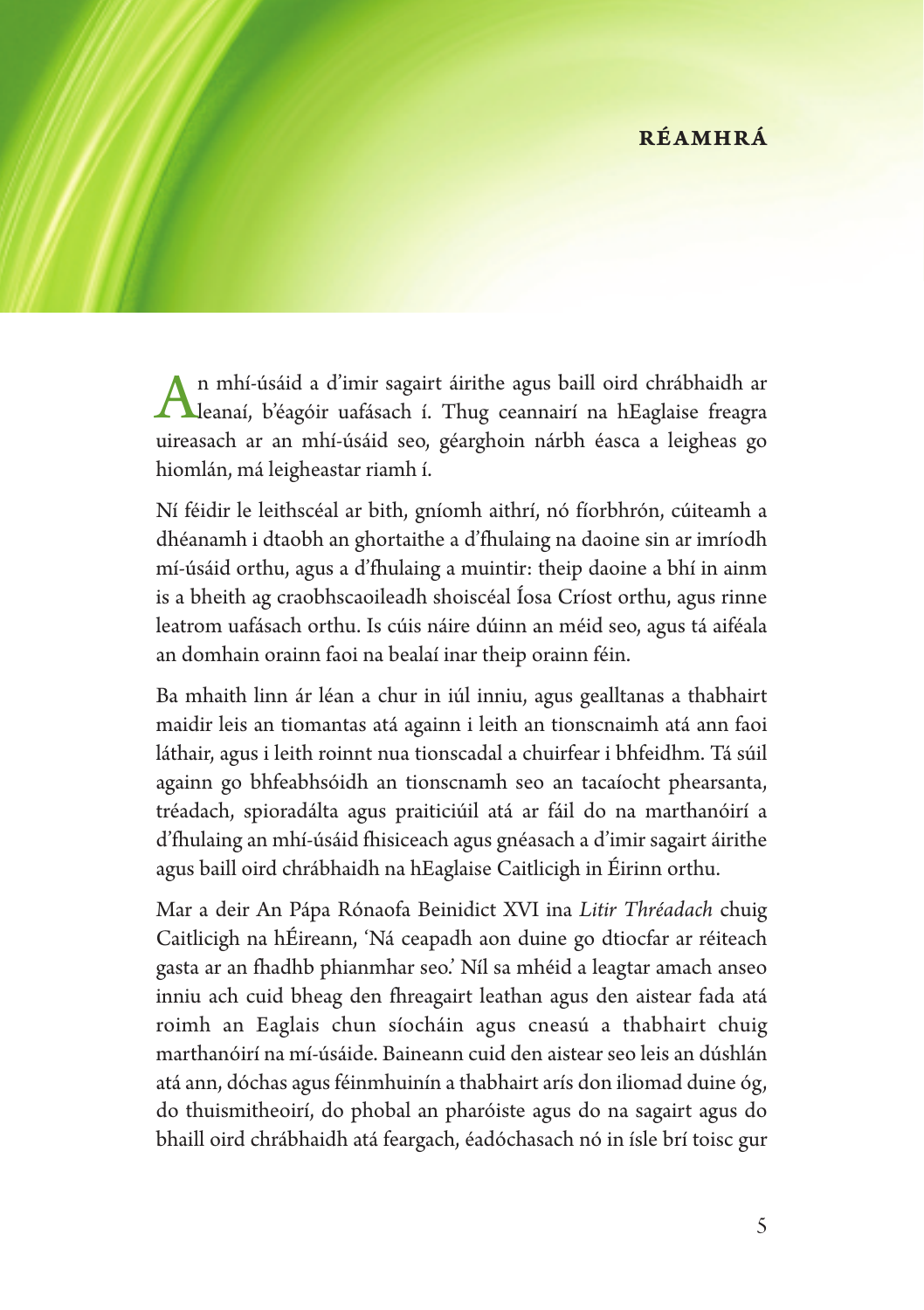# RÉAMHRÁ

An mhí-úsáid a d'imir sagairt áirithe agus baill oird chrábhaidh ar leanaí, b'éagóir uafásach í. Thug ceannairí na hEaglaise freagra uireasach ar an mhí-úsáid seo, géarghoin nárbh éasca a leigheas go hiomlán, má leigheastar riamh í.

Ní féidir le leithscéal ar bith, gníomh aithrí, nó fíorbhrón, cúiteamh a dhéanamh i dtaobh an ghortaithe a d'fhulaing na daoine sin ar imríodh mí-úsáid orthu, agus a d'fhulaing a muintir: theip daoine a bhí in ainm is a bheith ag craobhscaoileadh shoiscéal Íosa Críost orthu, agus rinne leatrom uafásach orthu. Is cúis náire dúinn an méid seo, agus tá aiféala an domhain orainn faoi na bealaí inar theip orainn féin.

Ba mhaith linn ár léan a chur in iúl inniu, agus gealltanas a thabhairt maidir leis an tiomantas atá againn i leith an tionscnaimh atá ann faoi láthair, agus i leith roinnt nua tionscadal a chuirfear i bhfeidhm. Tá súil againn go bhfeabhsóidh an tionscnamh seo an tacaíocht phearsanta, tréadach, spioradálta agus praiticiúil atá ar fáil do na marthanóirí a d'fhulaing an mhí-úsáid fhisiceach agus gnéasach a d'imir sagairt áirithe agus baill oird chrábhaidh na hEaglaise Caitlicigh in Éirinn orthu.

Mar a deir An Pápa Rónaofa Beinidict XVI ina *Litir Thréadach* chuig Caitlicigh na hÉireann, 'Ná ceapadh aon duine go dtiocfar ar réiteach gasta ar an fhadhb phianmhar seo.' Níl sa mhéid a leagtar amach anseo inniu ach cuid bheag den fhreagairt leathan agus den aistear fada atá roimh an Eaglais chun síocháin agus cneasú a thabhairt chuig marthanóirí na mí-úsáide. Baineann cuid den aistear seo leis an dúshlán atá ann, dóchas agus féinmhuinín a thabhairt arís don iliomad duine óg, do thuismitheoirí, do phobal an pharóiste agus do na sagairt agus do bhaill oird chrábhaidh atá feargach, éadóchasach nó in ísle brí toisc gur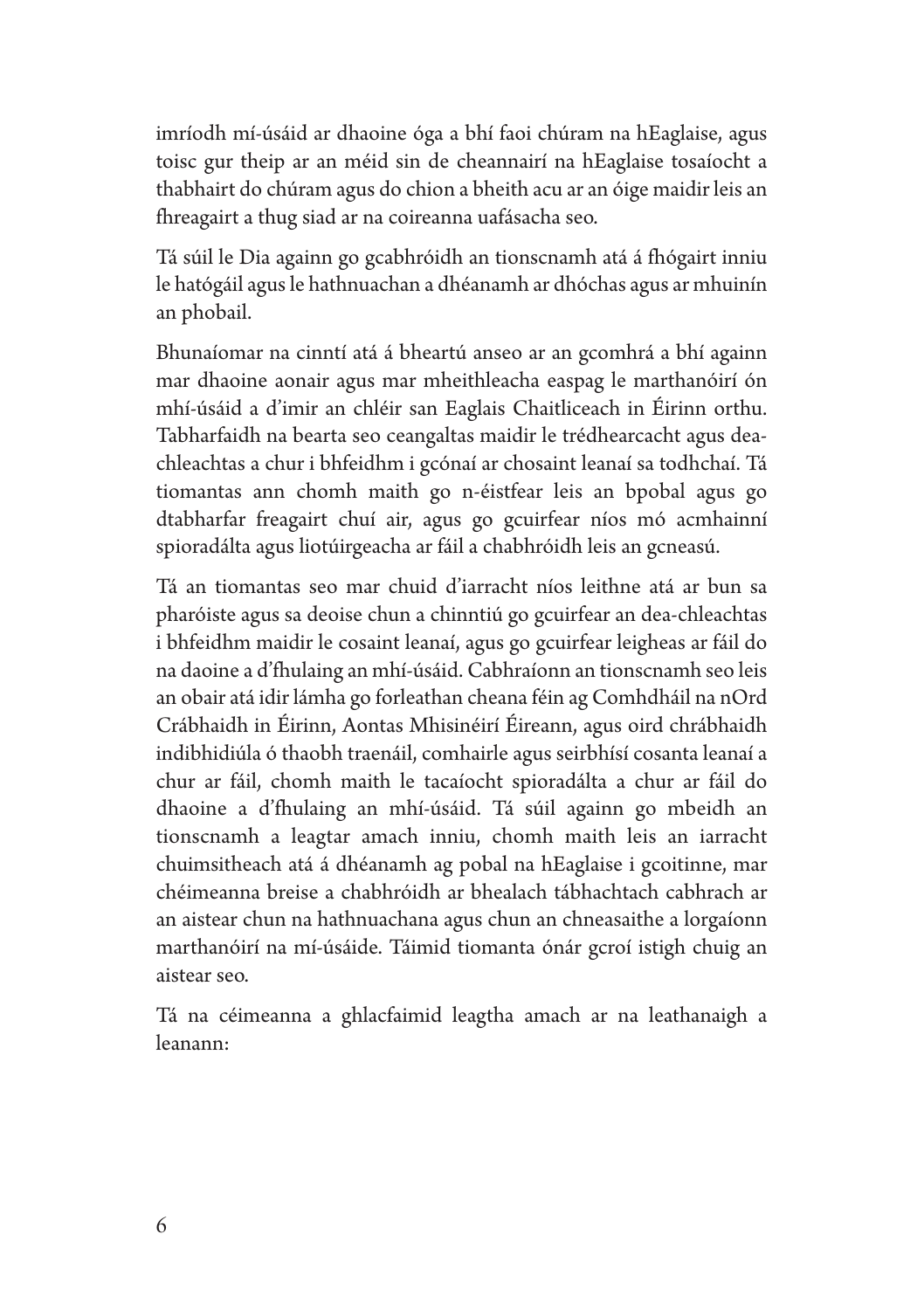imríodh mí-úsáid ar dhaoine óga a bhí faoi chúram na hEaglaise, agus toisc gur theip ar an méid sin de cheannairí na hEaglaise tosaíocht a thabhairt do chúram agus do chion a bheith acu ar an óige maidir leis an fhreagairt a thug siad ar na coireanna uafásacha seo.

Tá súil le Dia againn go gcabhróidh an tionscnamh atá á fhógairt inniu le hatógáil agus le hathnuachan a dhéanamh ar dhóchas agus ar mhuinín an phobail.

Bhunaíomar na cinntí atá á bheartú anseo ar an gcomhrá a bhí againn mar dhaoine aonair agus mar mheithleacha easpag le marthanóirí ón mhí-úsáid a d'imir an chléir san Eaglais Chaitliceach in Éirinn orthu. Tabharfaidh na bearta seo ceangaltas maidir le trédhearcacht agus dea-chleachtas a chur i bhfeidhm i gcónaí ar chosaint leanaí sa todhchaí. Tá tiomantas ann chomh maith go n-éistfear leis an bpobal agus go dtabharfar freagairt chuí air, agus go gcuirfear níos mó acmhainní spioradálta agus liotúirgeacha ar fáil a chabhróidh leis an gcneasú.

Tá an tiomantas seo mar chuid d'iarracht níos leithne atá ar bun sa pharóiste agus sa deoise chun a chinntiú go gcuirfear an dea-chleachtas i bhfeidhm maidir le cosaint leanaí, agus go gcuirfear leigheas ar fáil do na daoine a d'fhulaing an mhí-úsáid. Cabhraíonn an tionscnamh seo leis an obair atá idir lámha go forleathan cheana féin ag Comhdháil na nOrd Crábhaidh in Éirinn, Aontas Mhisinéirí Éireann, agus oird chrábhaidh indibhidiúla ó thaobh traenáil, comhairle agus seirbhísí cosanta leanaí a chur ar fáil, chomh maith le tacaíocht spioradálta a chur ar fáil do dhaoine a d'fhulaing an mhí-úsáid. Tá súil againn go mbeidh an tionscnamh a leagtar amach inniu, chomh maith leis an iarracht chuimsitheach atá á dhéanamh ag pobal na hEaglaise i gcoitinne, mar chéimeanna breise a chabhróidh ar bhealach tábhachtach cabhrach ar an aistear chun na hathnuachana agus chun an chneasaithe a lorgaíonn marthanóirí na mí-úsáide. Táimid tiomanta ónár gcroí istigh chuig an aistear seo.

Tá na céimeanna a ghlacfaimid leagtha amach ar na leathanaigh a leanann: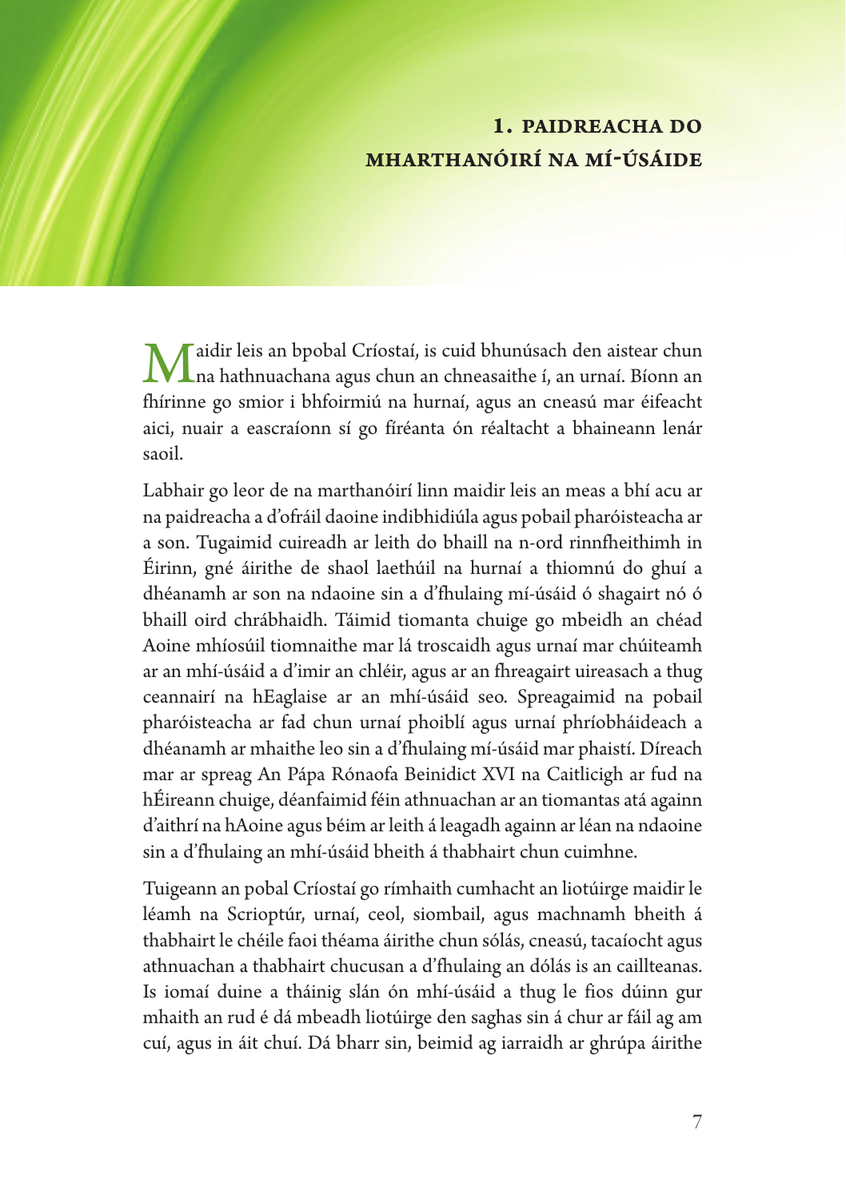# 1. Paidreacha do Mharthanóirí na Mí-Úsáide

Maidir leis an bpobal Críostaí, is cuid bhunúsach den aistear chun na hathnuachana agus chun an chneasaithe í, an urnaí. Bíonn an fhírinne go smior i bhfoirmiú na hurnaí, agus an cneasú mar éifeacht aici, nuair a eascraíonn sí go fíréanta ón réaltacht a bhaineann lenár saoil.

Labhair go leor de na marthanóirí linn maidir leis an meas a bhí acu ar na paidreacha a d'ofráil daoine indibhidiúla agus pobail pharóisteacha ar a son. Tugaimid cuireadh ar leith do bhaill na n-ord rinnfheithimh in Éirinn, gné áirithe de shaol laethúil na hurnaí a thiomnú do ghuí a dhéanamh ar son na ndaoine sin a d'fhulaing mí-úsáid ó shagairt nó ó bhaill oird chrábhaidh. Táimid tiomanta chuige go mbeidh an chéad Aoine mhíosúil tiomnaithe mar lá troscaidh agus urnaí mar chúiteamh ar an mhí-úsáid a d'imir an chléir, agus ar an fhreagairt uireasach a thug ceannairí na hEaglaise ar an mhí-úsáid seo. Spreagaimid na pobail pharóisteacha ar fad chun urnaí phoiblí agus urnaí phríobháideach a dhéanamh ar mhaithe leo sin a d'fhulaing mí-úsáid mar phaistí. Díreach mar ar spreag An Pápa Rónaofa Beinidict XVI na Caitlicigh ar fud na hÉireann chuige, déanfaimid féin athnuachan ar an tiomantas atá againn d'aithrí na hAoine agus béim ar leith á leagadh againn ar léan na ndaoine sin a d'fhulaing an mhí-úsáid bheith á thabhairt chun cuimhne.

Tuigeann an pobal Críostaí go rímhaith cumhacht an liotúirge maidir le léamh na Scrioptúr, urnaí, ceol, siombail, agus machnamh bheith á thabhairt le chéile faoi théama áirithe chun sólás, cneasú, tacaíocht agus athnuachan a thabhairt chucusan a d'fhulaing an dólás is an caillteanas. Is iomaí duine a tháinig slán ón mhí-úsáid a thug le fios dúinn gur mhaith an rud é dá mbeadh liotúirge den saghas sin á chur ar fáil ag am cuí, agus in áit chuí. Dá bharr sin, beimid ag iarraidh ar ghrúpa áirithe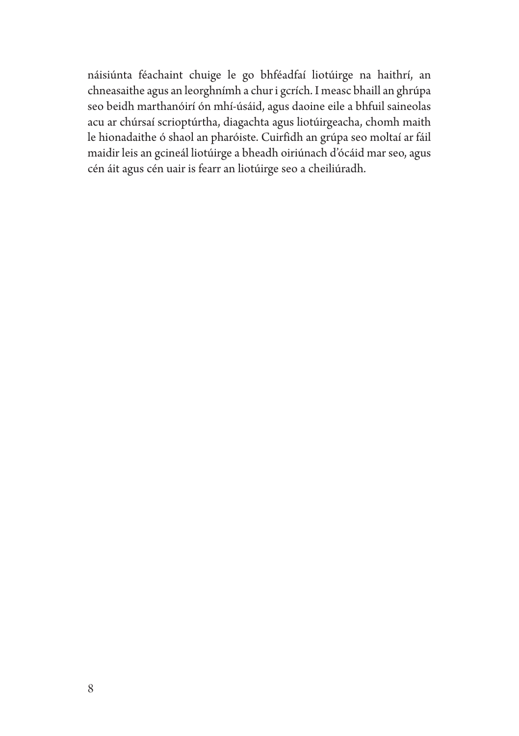náisiúnta féachaint chuige le go bhféadfaí liotúirge na haithrí, an chneasaithe agus an leorghnímh a chur i gcrích. I measc bhaill an ghrúpa seo beidh marthanóirí ón mhí-úsáid, agus daoine eile a bhfuil saineolas acu ar chúrsaí scrioptúrtha, diagachta agus liotúirgeacha, chomh maith le hionadaithe ó shaol an pharóiste. Cuirfidh an grúpa seo moltaí ar fáil maidir leis an gcineál liotúirge a bheadh oiriúnach d'ócáid mar seo, agus cén áit agus cén uair is fearr an liotúirge seo a cheiliúradh.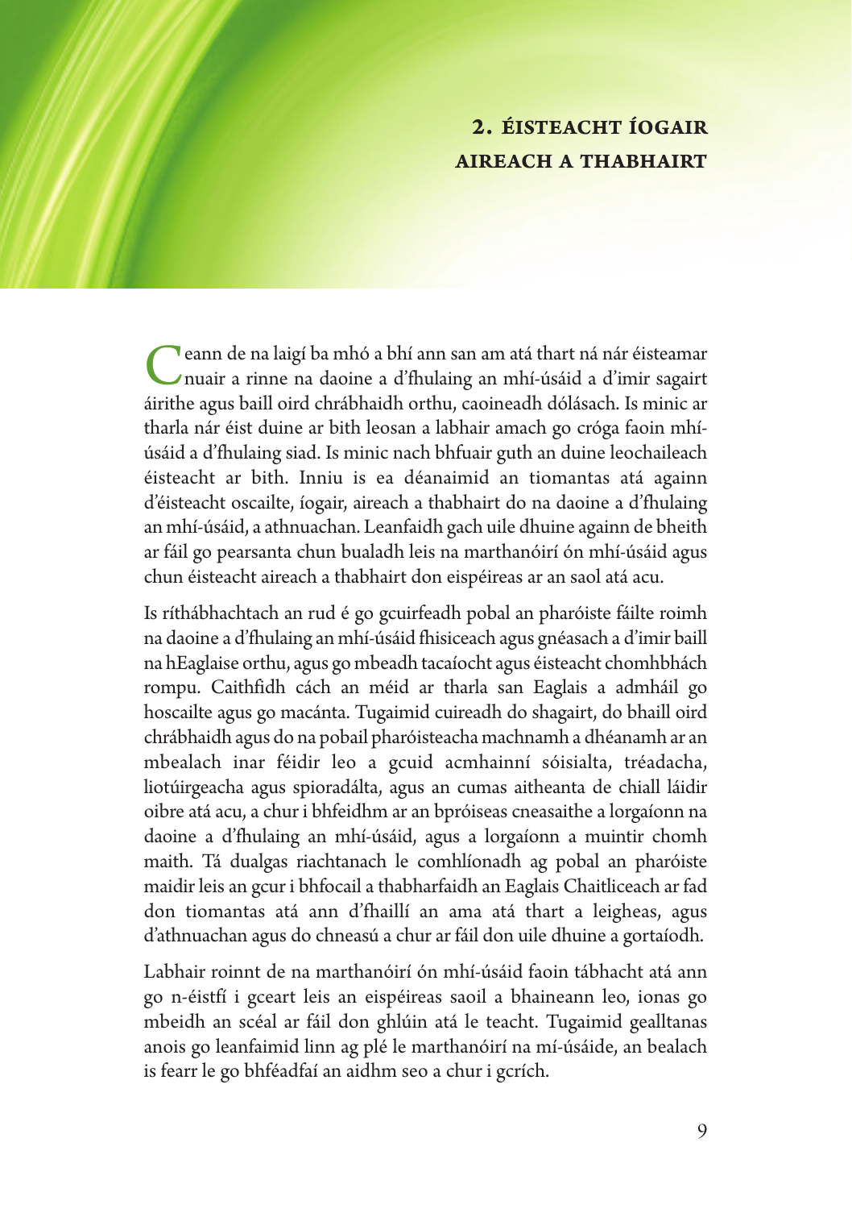## 2. Éisteacht íogair aireach a thabhairt

Ceann de na laigí ba mhó a bhí ann san am atá thart ná nár éisteamar nuair a rinne na daoine a d'fhulaing an mhí-úsáid a d'imir sagairt áirithe agus baill oird chrábhaidh orthu, caoineadh dólásach. Is minic ar tharla nár éist duine ar bith leosan a labhair amach go cróga faoin mhí-úsáid a d'fhulaing siad. Is minic nach bhfuair guth an duine leochaileach éisteacht ar bith. Inniu is ea déanaimid an tiomantas atá againn d'éisteacht oscailte, íogair, aireach a thabhairt do na daoine a d'fhulaing an mhí-úsáid, a athnuachan. Leanfaidh gach uile dhuine againn de bheith ar fáil go pearsanta chun bualadh leis na marthanóirí ón mhí-úsáid agus chun éisteacht aireach a thabhairt don eispéireas ar an saol atá acu.

Is ríthábhachtach an rud é go gcuirfeadh pobal an pharóiste fáilte roimh na daoine a d'fhulaing an mhí-úsáid fhisiceach agus gnéasach a d'imir baill na hEaglaise orthu, agus go mbeadh tacaíocht agus éisteacht chomhbhách rompu. Caithfidh các an méid ar tharla san Eaglais a admháil go hoscailte agus go macánta. Tugaimid cuireadh do shagairt, do bhaill oird chrábhaidh agus do na pobail pharóisteacha machnamh a dhéanamh ar an mbealach inar féidir leo a gcuid acmhainní sóisialta, tréadacha, liotúirgeacha agus spioradálta, agus an cumas aitheanta de chiall láidir oibre atá acu, a chur i bhfeidhm ar an bpróiseas cneasaithe a lorgaíonn na daoine a d'fhulaing an mhí-úsáid, agus a lorgaíonn a muintir chomh maith. Tá dualgas riachtanach le comhlíonadh ag pobal an pharóiste maidir leis an gcur i bhfocail a thabharfaidh an Eaglais Chaitliceach ar fad don tiomantas atá ann d'fhaillí an ama atá thart a leigheas, agus d'athnuachan agus do chneasú a chur ar fáil don uile dhuine a gortaíodh.

Labhair roinnt de na marthanóirí ón mhí-úsáid faoin tábhacht atá ann go n-éistfí i gceart leis an eispéireas saoil a bhaineann leo, ionas go mbeidh an scéal ar fáil don ghlúin atá le teacht. Tugaimid gealltanas anois go leanfaimid linn ag plé le marthanóirí na mí-úsáide, an bealach is fearr le go bhféadfaí an aidhm seo a chur i gcrích.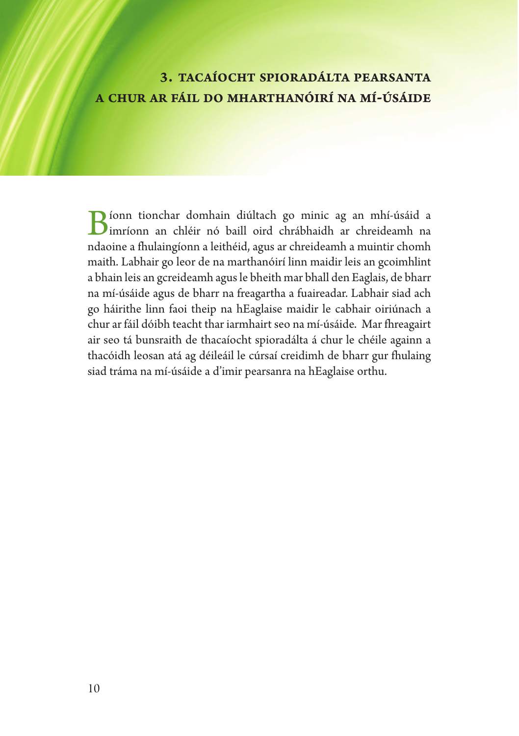## 3. TACAÍOCHT SPIORADÁLTA PEARSANTA A CHUR AR FÁIL DO MHARTHANÓIRÍ NA MÍ-ÚSÁIDE

Bíonn tionchar domhain diúltach go minic ag an mhí-úsáid a imríonn an chléir nó baill oird chrábhaidh ar chreideamh na ndaoine a fhulaingíonn a leithéid, agus ar chreideamh a muintir chomh maith. Labhair go leor de na marthanóirí linn maidir leis an gcoimhlint a bhain leis an gcreideamh agus le bheith mar bhall den Eaglais, de bharr na mí-úsáide agus de bharr na freagartha a fuaireadar. Labhair siad ach go háirithe linn faoi theip na hEaglaise maidir le cabhair oiriúnach a chur ar fáil dóibh teacht thar iarmhairt seo na mí-úsáide. Mar fhreagairt air seo tá bunsraith de thacaíocht spioradálta á chur le chéile againn a thacóidh leosan atá ag déileáil le cúrsaí creidimh de bharr gur fhulaing siad tráma na mí-úsáide a d'imir pearsanra na hEaglaise orthu.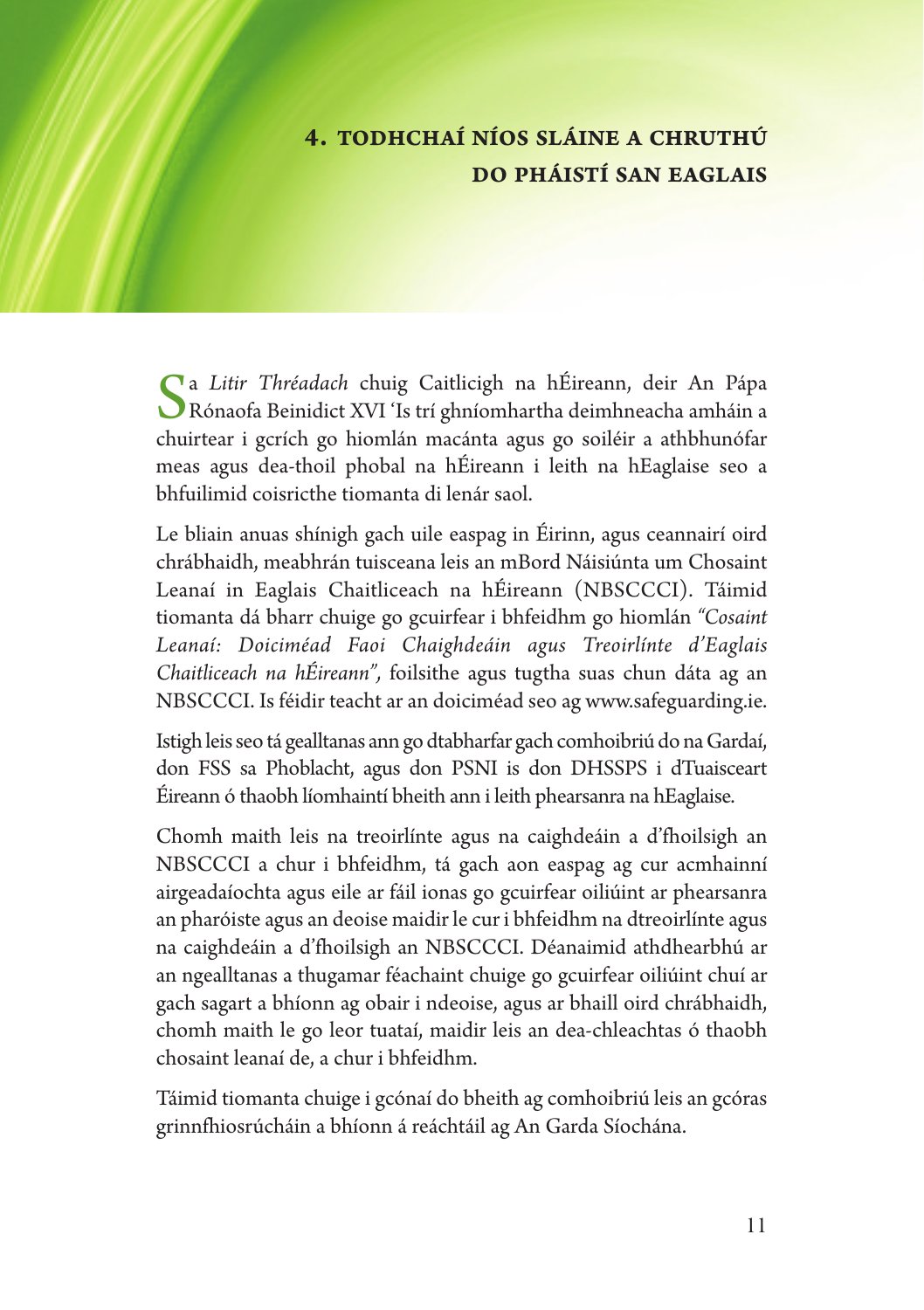## 4. TODHCHAÍ NÍOS SLÁINE A CHRUTHÚ DO PHÁISTÍ SAN EAGLAIS

Sa *Litir Thréadach* chuig Caitlicigh na hÉireann, deir An Pápa Rónaofa Beinidict XVI 'Is trí ghníomhartha deimhneacha amháin a chuirtear i gcrích go hiomlán macánta agus go soiléir a athbhunófar meas agus dea-thoil phobal na hÉireann i leith na hEaglaise seo a bhfuilimid coisricthe tiomanta di lenár saol.

Le bliain anuas shínigh gach uile easpag in Éirinn, agus ceannairí oird chrábhaidh, meabhrán tuisceana leis an mBord Náisiúnta um Chosaint Leanaí in Eaglais Chaitliceach na hÉireann (NBSCCCI). Táimid tiomanta dá bharr chuige go gcuirfear i bhfeidhm go hiomlán *"Cosaint Leanaí: Doiciméad Faoi Chaighdeáin agus Treoirlínte d'Eaglais Chaitliceach na hÉireann",* foilsithe agus tugtha suas chun dáta ag an NBSCCCI. Is féidir teacht ar an doiciméad seo ag www.safeguarding.ie.

Istigh leis seo tá gealltanas ann go dtabharfar gach comhoibriú do na Gardaí, don FSS sa Phoblacht, agus don PSNI is don DHSSPS i dTuaisceart Éireann ó thaobh líomhaintí bheith ann i leith phearsanra na hEaglaise.

Chomh maith leis na treoirlínte agus na caighdeáin a d'fhoilsigh an NBSCCCI a chur i bhfeidhm, tá gach aon easpag ag cur acmhainní airgeadaíochta agus eile ar fáil ionas go gcuirfear oiliúint ar phearsanra an pharóiste agus an deoise maidir le cur i bhfeidhm na dtreoirlínte agus na caighdeáin a d'fhoilsigh an NBSCCCI. Déanaimid athdhearbhú ar an ngealltanas a thugamar féachaint chuige go gcuirfear oiliúint chuí ar gach sagart a bhíonn ag obair i ndeoise, agus ar bhaill oird chrábhaidh, chomh maith le go leor tuataí, maidir leis an dea-chleachtas ó thaobh chosaint leanaí de, a chur i bhfeidhm.

Táimid tiomanta chuige i gcónaí do bheith ag comhoibriú leis an gcóras grinnfhiosrúcháin a bhíonn á reáchtáil ag An Garda Síochána.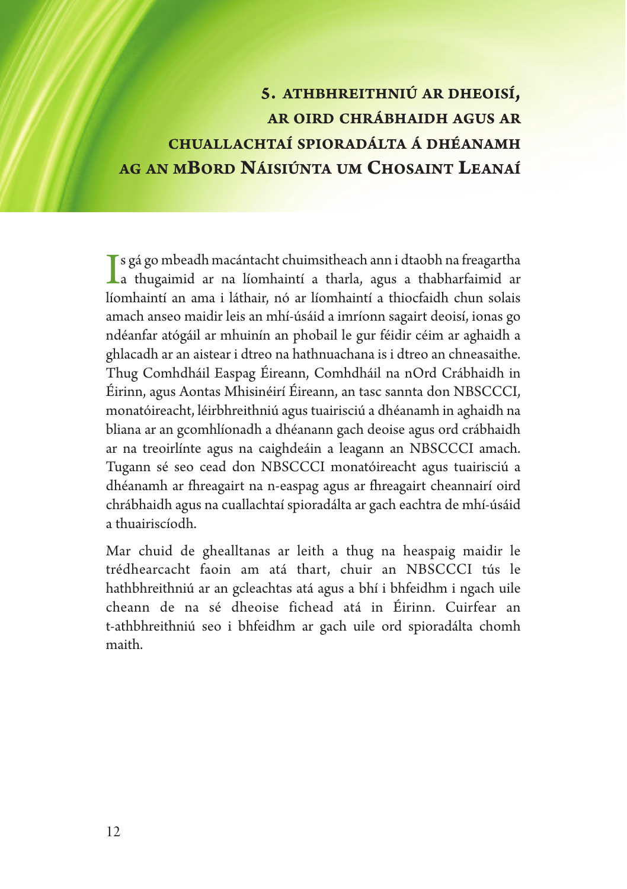# 5. ATHBHREITHNIÚ AR DHEOISÍ, AR OIRD CHRÁBHAIDH AGUS AR CHUALLACHTAÍ SPIORADÁLTA Á DHÉANAMH AG AN MBORD NÁISIÚNTA UM CHOSAINT LEANAÍ

Is gá go mbeadh macántacht chuimsitheach ann i dtaobh na freagartha a thugaimid ar na líomhaintí a tharla, agus a thabharfaimid ar líomhaintí an ama i láthair, nó ar líomhaintí a thiocfaidh chun solais amach anseo maidir leis an mhí-úsáid a imríonn sagairt deoisí, ionas go ndéanfar atógáil ar mhuinín an phobail le gur féidir céim ar aghaidh a ghlacadh ar an aistear i dtreo na hathnuachana is i dtreo an chneasaithe. Thug Comhdháil Easpag Éireann, Comhdháil na nOrd Crábhaidh in Éirinn, agus Aontas Mhisinéirí Éireann, an tasc sannta don NBSCCCI, monatóireacht, léirbhreithniú agus tuairisciú a dhéanamh in aghaidh na bliana ar an gcomhlíonadh a dhéanann gach deoise agus ord crábhaidh ar na treoirlínte agus na caighdeáin a leagann an NBSCCCI amach. Tugann sé seo cead don NBSCCCI monatóireacht agus tuairisciú a dhéanamh ar fhreagairt na n-easpag agus ar fhreagairt cheannairí oird chrábhaidh agus na cuallachtaí spioradálta ar gach eachtra de mhí-úsáid a thuairiscíodh.

Mar chuid de ghealltanas ar leith a thug na heaspaig maidir le trédhearcacht faoin am atá thart, chuir an NBSCCCI tús le hathbhreithniú ar an gcleachtas atá agus a bhí i bhfeidhm i ngach uile cheann de na sé dheoise fichead atá in Éirinn. Cuirfear an t-athbhreithniú seo i bhfeidhm ar gach uile ord spioradálta chomh maith.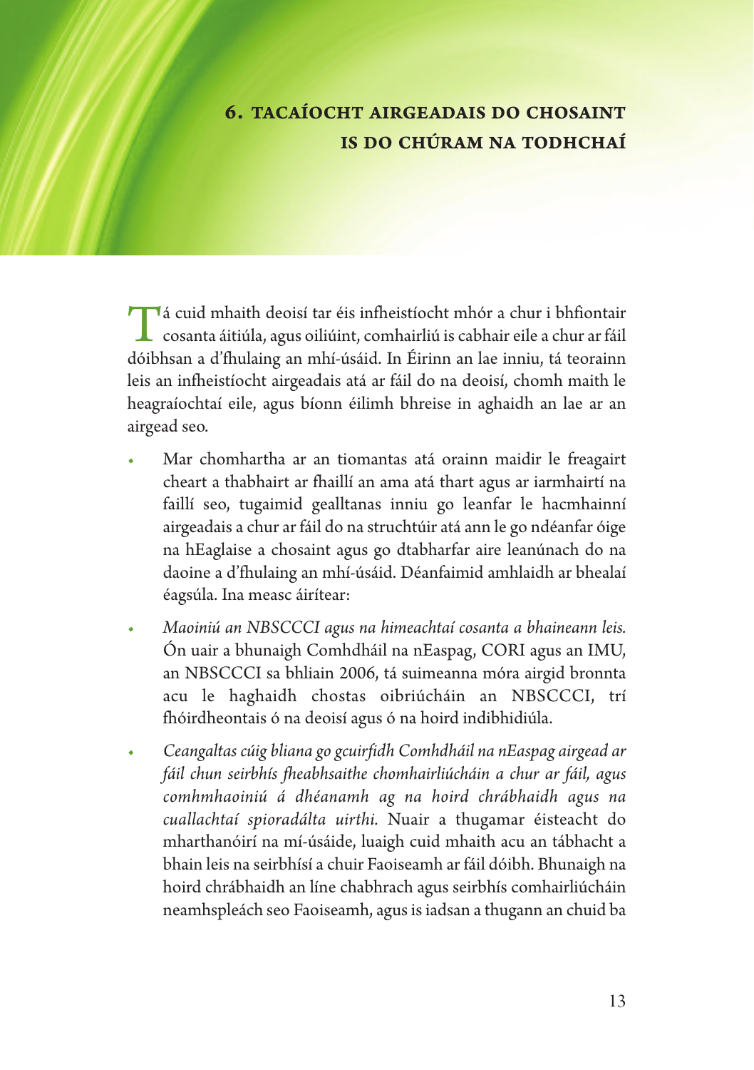## 6. TACAÍOCHT AIRGEADAIS DO CHOSAINT IS DO CHÚRAM NA TODHCHAÍ

Tá cuid mhaith deoisí tar éis infheistíocht mhór a chur i bhfiontair cosanta áitiúla, agus oiliúint, comhairliú is cabhair eile a chur ar fáil dóibhsan a d'fhulaing an mhí-úsáid. In Éirinn an lae inniu, tá teorainn leis an infheistíocht airgeadais atá ar fáil do na deoisí, chomh maith le heagraíochtaí eile, agus bíonn éilimh bhreise in aghaidh an lae ar an airgead seo.

- Mar chomhartha ar an tiomantas atá orainn maidir le freagairt cheart a thabhairt ar fhaillí an ama atá thart agus ar iarmhairtí na faillí seo, tugaimid gealltanas inniu go leanfar le hacmhainní airgeadais a chur ar fáil do na struchtúir atá ann le go ndéanfar óige na hEaglaise a chosaint agus go dtabharfar aire leanúnach do na daoine a d'fhulaing an mhí-úsáid. Déanfaimid amhlaidh ar bhealaí éagsúla. Ina measc áirítear:
- *Maoiniú an NBSCCCI agus na himeachtaí cosanta a bhaineann leis.* Ón uair a bhunaigh Comhdháil na nEaspag, CORI agus an IMU, an NBSCCCI sa bhliain 2006, tá suimeanna móra airgid bronnta acu le haghaidh chostas oibriúcháin an NBSCCCI, trí fhóirdheontais ó na deoisí agus ó na hoird indibhidiúla.
- *Ceangaltas cúig bliana go gcuirfidh Comhdháil na nEaspag airgead ar fáil chun seirbhís fheabhsaithe chomhairliúcháin a chur ar fáil, agus comhmhaoiniú á dhéanamh ag na hoird chrábhaidh agus na cuallachtaí spioradálta uirthi.* Nuair a thugamar éisteacht do mharthanóirí na mí-úsáide, luaigh cuid mhaith acu an tábhacht a bhain leis na seirbhísí a chuir Faoiseamh ar fáil dóibh. Bhunaigh na hoird chrábhaidh an líne chabhrach agus seirbhís comhairliúcháin neamhspleách seo Faoiseamh, agus is iadsan a thugann an chuid ba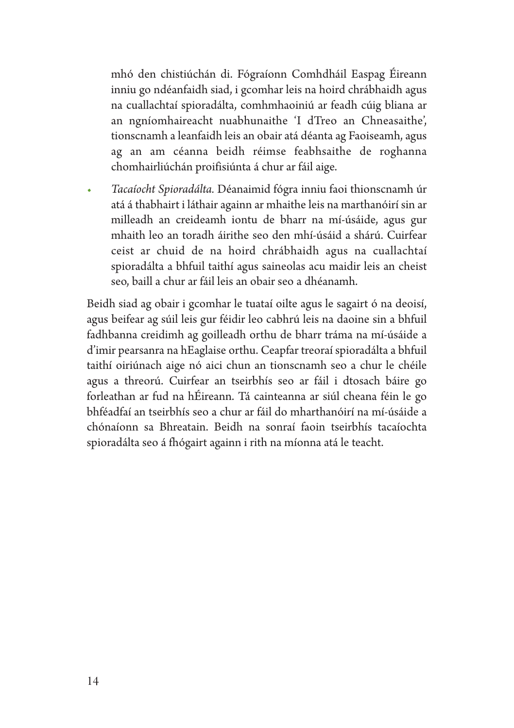mhó den chistiúchán di. Fógraíonn Comhdháil Easpag Éireann inniu go ndéanfaidh siad, i gcomhar leis na hoird chrábhaidh agus na cuallachtaí spioradálta, comhmhaoiniú ar feadh cúig bliana ar an ngníomhaireacht nuabhunaithe 'I dTreo an Chneasaithe', tionscnamh a leanfaidh leis an obair atá déanta ag Faoiseamh, agus ag an am céanna beidh réimse feabhsaithe de roghanna chomhairliúchán proifisiúnta á chur ar fáil aige.

- *Tacaíocht Spioradálta.* Déanaimid fógra inniu faoi thionscnamh úr atá á thabhairt i láthair againn ar mhaithe leis na marthanóirí sin ar milleadh an creideamh iontu de bharr na mí-úsáide, agus gur mhaith leo an toradh áirithe seo den mhí-úsáid a shárú. Cuirfear ceist ar chuid de na hoird chrábhaidh agus na cuallachtaí spioradálta a bhfuil taithí agus saineolas acu maidir leis an cheist seo, baill a chur ar fáil leis an obair seo a dhéanamh.

Beidh siad ag obair i gcomhar le tuataí oilte agus le sagairt ó na deoisí, agus beifear ag súil leis gur féidir leo cabhrú leis na daoine sin a bhfuil fadhbanna creidimh ag goilleadh orthu de bharr tráma na mí-úsáide a d'imir pearsanra na hEaglaise orthu. Ceapfar treoraí spioradálta a bhfuil taithí oiriúnach aige nó aici chun an tionscnamh seo a chur le chéile agus a threorú. Cuirfear an tseirbhís seo ar fáil i dtosach báire go forleathan ar fud na hÉireann. Tá cainteanna ar siúl cheana féin le go bhféadfaí an tseirbhís seo a chur ar fáil do mharthanóirí na mí-úsáide a chónaíonn sa Bhreatain. Beidh na sonraí faoin tseirbhís tacaíochta spioradálta seo á fhógairt againn i rith na míonna atá le teacht.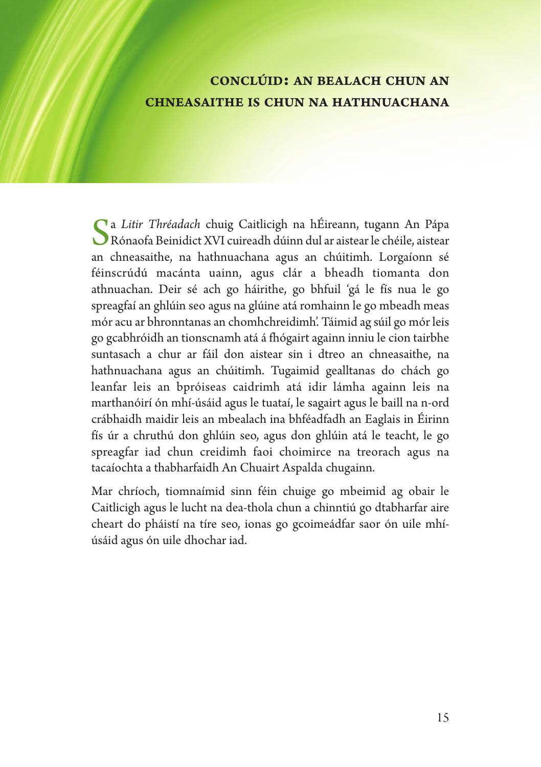## CONCLÚID: AN BEALACH CHUN AN CHNEASAITHE IS CHUN NA HATHNUACHANA

Sa *Litir Thréadach* chuig Caitlicigh na hÉireann, tugann An Pápa Rónaofa Beinidict XVI cuireadh dúinn dul ar aistear le chéile, aistear an chneasaithe, na hathnuachana agus an chúitimh. Lorgaíonn sé féinscrúdú macánta uainn, agus clár a bheadh tiomanta don athnuachan. Deir sé ach go háirithe, go bhfuil 'gá le fís nua le go spreagfaí an ghlúin seo agus na glúine atá romhainn le go mbeadh meas mór acu ar bhronntanas an chomhchreidimh'. Táimid ag súil go mór leis go gcabhróidh an tionscnamh atá á fhógairt againn inniu le cion tairbhe suntasach a chur ar fáil don aistear sin i dtreo an chneasaithe, na hathnuachana agus an chúitimh. Tugaimid gealltanas do chách go leanfar leis an bpróiseas caidrimh atá idir lámha againn leis na marthanóirí ón mhí-úsáid agus le tuataí, le sagairt agus le baill na n-ord crábhaidh maidir leis an mbealach ina bhféadfadh an Eaglais in Éirinn fís úr a chruthú don ghlúin seo, agus don ghlúin atá le teacht, le go spreagfar iad chun creidimh faoi choimirce na treorach agus na tacaíochta a thabharfaidh An Chuairt Aspalda chugainn.

Mar chríoch, tiomnaímid sinn féin chuige go mbeimid ag obair le Caitlicigh agus le lucht na dea-thola chun a chinntiú go dtabharfar aire cheart do pháistí na tíre seo, ionas go gcoimeádfar saor ón uile mhí-úsáid agus ón uile dhochar iad.